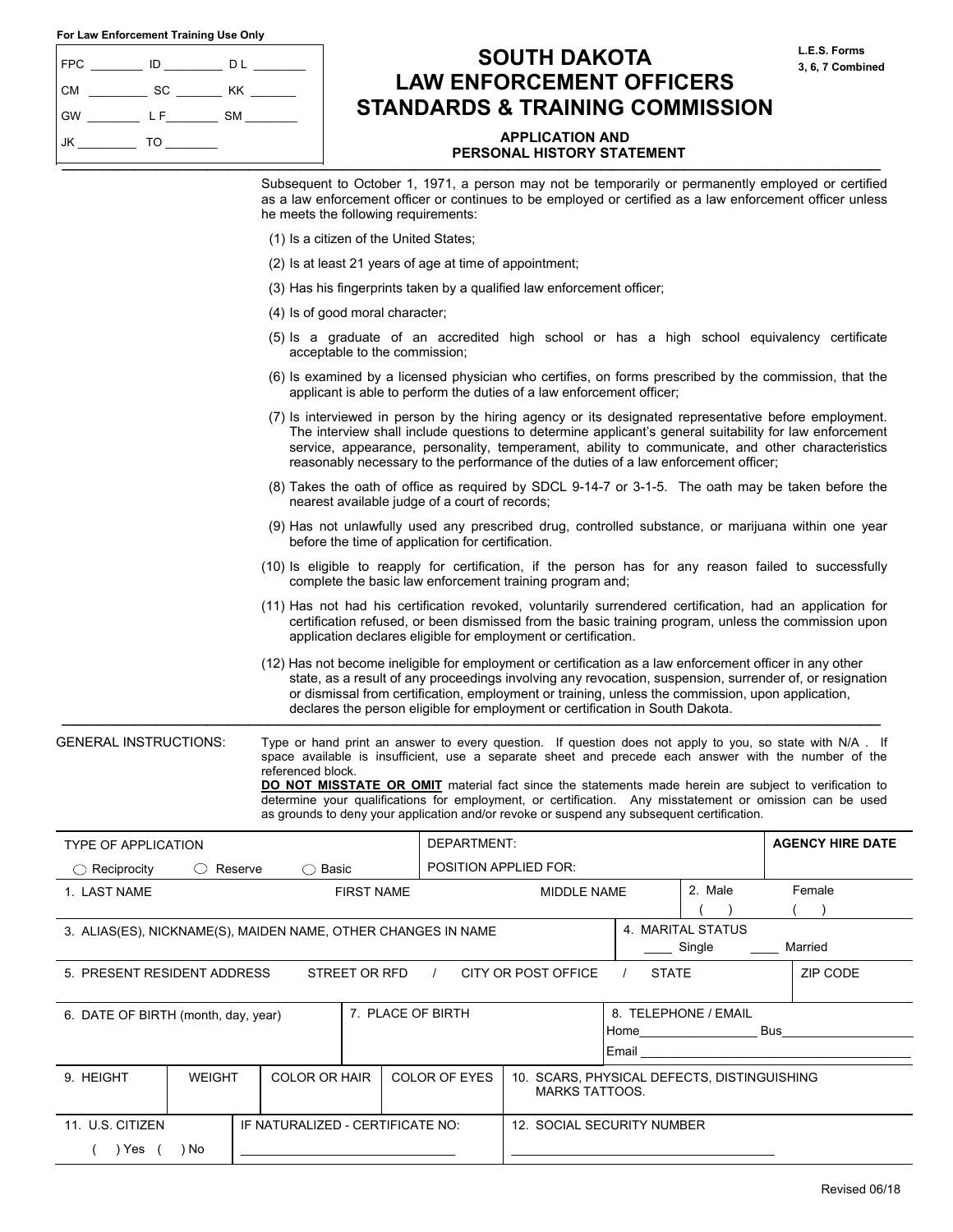For Law Enforcement Training Use Only

| | | |
|---|---|---|
| FPC ________ | ID ________ | D L ________ |
| CM ________ | SC ________ | KK ________ |
| GW ________ | L F ________ | SM ________ |
| JK ________ | TO ________ | |

# SOUTH DAKOTA LAW ENFORCEMENT OFFICERS STANDARDS & TRAINING COMMISSION

**L.E.S. Forms 3, 6, 7 Combined**

## APPLICATION AND PERSONAL HISTORY STATEMENT

Subsequent to October 1, 1971, a person may not be temporarily or permanently employed or certified as a law enforcement officer or continues to be employed or certified as a law enforcement officer unless he meets the following requirements:

(1) Is a citizen of the United States;

(2) Is at least 21 years of age at time of appointment;

(3) Has his fingerprints taken by a qualified law enforcement officer;

(4) Is of good moral character;

(5) Is a graduate of an accredited high school or has a high school equivalency certificate acceptable to the commission;

(6) Is examined by a licensed physician who certifies, on forms prescribed by the commission, that the applicant is able to perform the duties of a law enforcement officer;

(7) Is interviewed in person by the hiring agency or its designated representative before employment. The interview shall include questions to determine applicant's general suitability for law enforcement service, appearance, personality, temperament, ability to communicate, and other characteristics reasonably necessary to the performance of the duties of a law enforcement officer;

(8) Takes the oath of office as required by SDCL 9-14-7 or 3-1-5. The oath may be taken before the nearest available judge of a court of records;

(9) Has not unlawfully used any prescribed drug, controlled substance, or marijuana within one year before the time of application for certification.

(10) Is eligible to reapply for certification, if the person has for any reason failed to successfully complete the basic law enforcement training program and;

(11) Has not had his certification revoked, voluntarily surrendered certification, had an application for certification refused, or been dismissed from the basic training program, unless the commission upon application declares eligible for employment or certification.

(12) Has not become ineligible for employment or certification as a law enforcement officer in any other state, as a result of any proceedings involving any revocation, suspension, surrender of, or resignation or dismissal from certification, employment or training, unless the commission, upon application, declares the person eligible for employment or certification in South Dakota.

GENERAL INSTRUCTIONS: Type or hand print an answer to every question. If question does not apply to you, so state with N/A . If space available is insufficient, use a separate sheet and precede each answer with the number of the referenced block.
**DO NOT MISSTATE OR OMIT** material fact since the statements made herein are subject to verification to determine your qualifications for employment, or certification. Any misstatement or omission can be used as grounds to deny your application and/or revoke or suspend any subsequent certification.

| TYPE OF APPLICATION | DEPARTMENT: | **AGENCY HIRE DATE** |
|---|---|---|
| ◯ Reciprocity ◯ Reserve ◯ Basic | POSITION APPLIED FOR: | |

| 1. LAST NAME | FIRST NAME | MIDDLE NAME | 2. Male ( ) | Female ( ) |
|---|---|---|---|---|

| 3. ALIAS(ES), NICKNAME(S), MAIDEN NAME, OTHER CHANGES IN NAME | 4. MARITAL STATUS ____ Single ____ Married |
|---|---|

| 5. PRESENT RESIDENT ADDRESS STREET OR RFD / CITY OR POST OFFICE / STATE | ZIP CODE |
|---|---|

| 6. DATE OF BIRTH (month, day, year) | 7. PLACE OF BIRTH | 8. TELEPHONE / EMAIL Home__________ Bus__________ Email__________ |
|---|---|---|

| 9. HEIGHT | WEIGHT | COLOR OR HAIR | COLOR OF EYES | 10. SCARS, PHYSICAL DEFECTS, DISTINGUISHING MARKS TATTOOS. |
|---|---|---|---|---|

| 11. U.S. CITIZEN ( ) Yes ( ) No | IF NATURALIZED - CERTIFICATE NO: ______________ | 12. SOCIAL SECURITY NUMBER ______________ |
|---|---|---|

Revised 06/18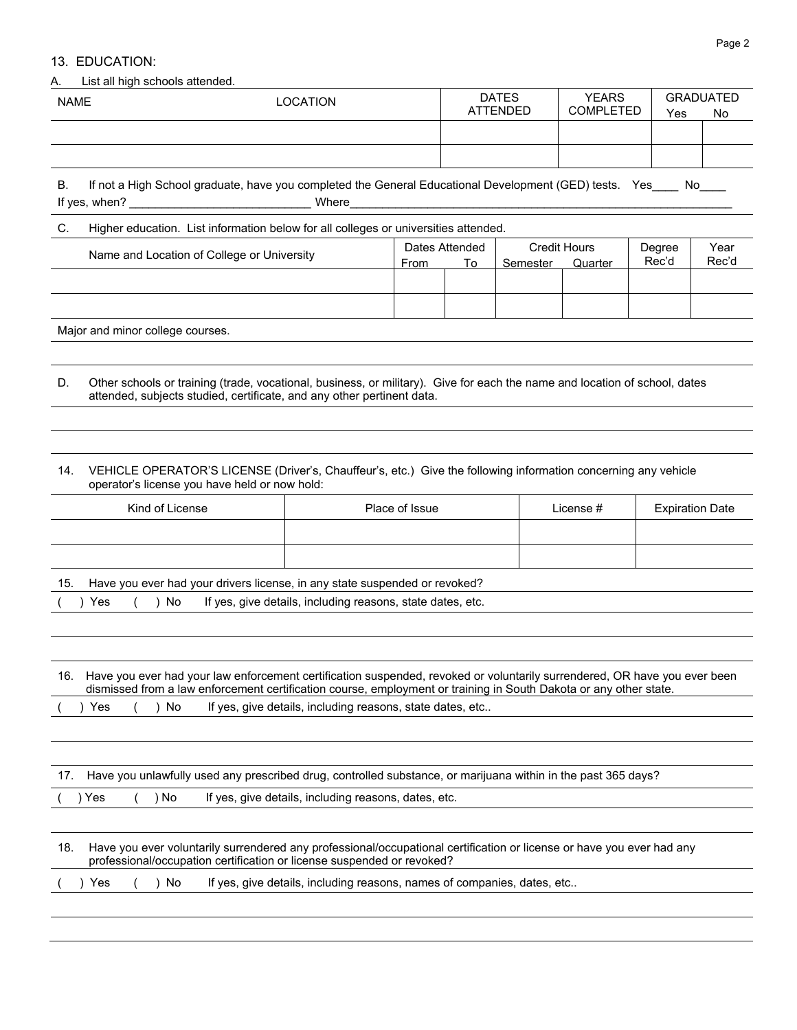## 13. EDUCATION:

A. List all high schools attended.

| NAME | LOCATION | DATES ATTENDED | YEARS COMPLETED | GRADUATED Yes | No |
|---|---|---|---|---|---|
| | | | | | |
| | | | | | |

B. If not a High School graduate, have you completed the General Educational Development (GED) tests. Yes____ No____
If yes, when? ___________________________ Where______________________________________________________________

C. Higher education. List information below for all colleges or universities attended.

| Name and Location of College or University | Dates Attended | | Credit Hours | | Degree Rec'd | Year Rec'd |
|---|---|---|---|---|---|---|
| | From | To | Semester | Quarter | | |
| | | | | | | |
| | | | | | | |

Major and minor college courses.

D. Other schools or training (trade, vocational, business, or military). Give for each the name and location of school, dates attended, subjects studied, certificate, and any other pertinent data.

14. VEHICLE OPERATOR'S LICENSE (Driver's, Chauffeur's, etc.) Give the following information concerning any vehicle operator's license you have held or now hold:

| Kind of License | Place of Issue | License # | Expiration Date |
|---|---|---|---|
| | | | |
| | | | |

15. Have you ever had your drivers license, in any state suspended or revoked?

( ) Yes ( ) No If yes, give details, including reasons, state dates, etc.

16. Have you ever had your law enforcement certification suspended, revoked or voluntarily surrendered, OR have you ever been dismissed from a law enforcement certification course, employment or training in South Dakota or any other state.

( ) Yes ( ) No If yes, give details, including reasons, state dates, etc..

17. Have you unlawfully used any prescribed drug, controlled substance, or marijuana within in the past 365 days?

( ) Yes ( ) No If yes, give details, including reasons, dates, etc.

18. Have you ever voluntarily surrendered any professional/occupational certification or license or have you ever had any professional/occupation certification or license suspended or revoked?

( ) Yes ( ) No If yes, give details, including reasons, names of companies, dates, etc..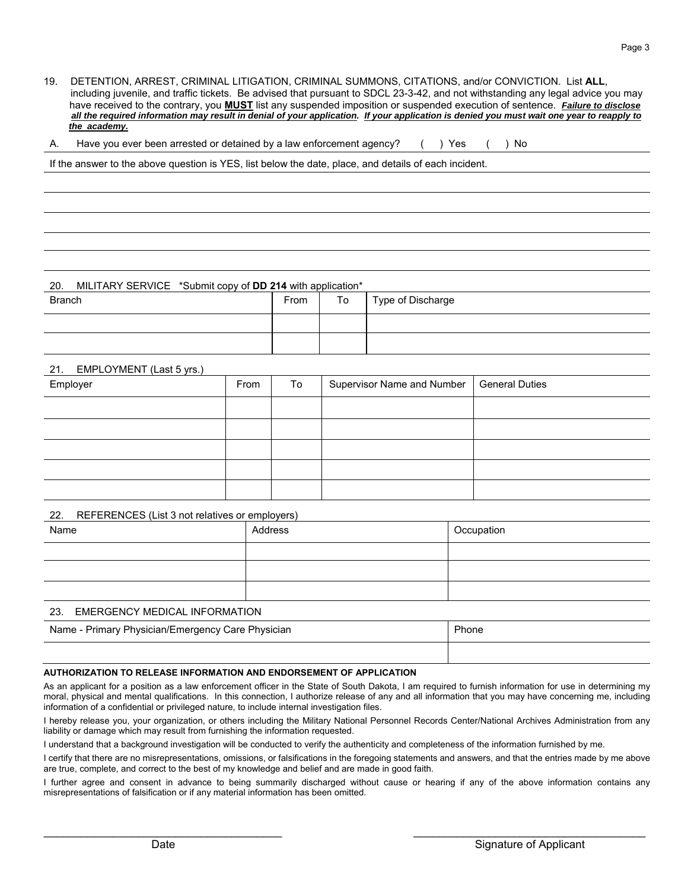19. DETENTION, ARREST, CRIMINAL LITIGATION, CRIMINAL SUMMONS, CITATIONS, and/or CONVICTION. List **ALL**, including juvenile, and traffic tickets. Be advised that pursuant to SDCL 23-3-42, and not withstanding any legal advice you may have received to the contrary, you **MUST** list any suspended imposition or suspended execution of sentence. ***Failure to disclose all the required information may result in denial of your application. If your application is denied you must wait one year to reapply to the academy.***

A. Have you ever been arrested or detained by a law enforcement agency? ( ) Yes ( ) No

If the answer to the above question is YES, list below the date, place, and details of each incident.

______________________________________________________________________

______________________________________________________________________

______________________________________________________________________

______________________________________________________________________

______________________________________________________________________

20. MILITARY SERVICE *Submit copy of **DD 214** with application*

| Branch | From | To | Type of Discharge |
|---|---|---|---|
| | | | |
| | | | |

21. EMPLOYMENT (Last 5 yrs.)

| Employer | From | To | Supervisor Name and Number | General Duties |
|---|---|---|---|---|
| | | | | |
| | | | | |
| | | | | |
| | | | | |
| | | | | |

22. REFERENCES (List 3 not relatives or employers)

| Name | Address | Occupation |
|---|---|---|
| | | |
| | | |
| | | |

23. EMERGENCY MEDICAL INFORMATION

| Name - Primary Physician/Emergency Care Physician | Phone |
|---|---|
| | |

**AUTHORIZATION TO RELEASE INFORMATION AND ENDORSEMENT OF APPLICATION**

As an applicant for a position as a law enforcement officer in the State of South Dakota, I am required to furnish information for use in determining my moral, physical and mental qualifications. In this connection, I authorize release of any and all information that you may have concerning me, including information of a confidential or privileged nature, to include internal investigation files.

I hereby release you, your organization, or others including the Military National Personnel Records Center/National Archives Administration from any liability or damage which may result from furnishing the information requested.

I understand that a background investigation will be conducted to verify the authenticity and completeness of the information furnished by me.

I certify that there are no misrepresentations, omissions, or falsifications in the foregoing statements and answers, and that the entries made by me above are true, complete, and correct to the best of my knowledge and belief and are made in good faith.

I further agree and consent in advance to being summarily discharged without cause or hearing if any of the above information contains any misrepresentations of falsification or if any material information has been omitted.

________________________________________ ________________________________________

Date Signature of Applicant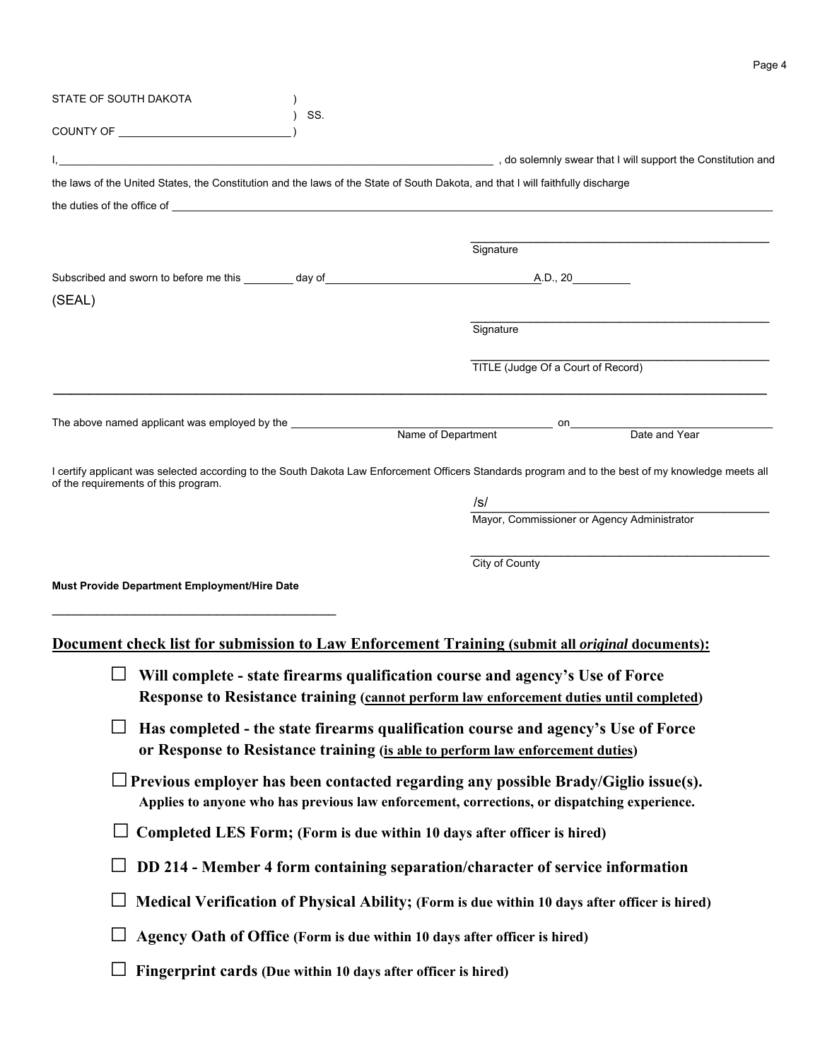STATE OF SOUTH DAKOTA )
) SS.
COUNTY OF ____________________________ )

I, ______________________________________________________________________________ , do solemnly swear that I will support the Constitution and the laws of the United States, the Constitution and the laws of the State of South Dakota, and that I will faithfully discharge the duties of the office of ______________________________________________________________________________

______________________________________________
Signature

Subscribed and sworn to before me this ________ day of __________________________________ A.D., 20_________

(SEAL)

______________________________________________
Signature

______________________________________________
TITLE (Judge Of a Court of Record)

---

The above named applicant was employed by the ________________________________________ on ______________________________
Name of Department Date and Year

I certify applicant was selected according to the South Dakota Law Enforcement Officers Standards program and to the best of my knowledge meets all of the requirements of this program.

/s/ ______________________________________________
Mayor, Commissioner or Agency Administrator

______________________________________________
City of County

**Must Provide Department Employment/Hire Date**

______________________________________________

## <u>Document check list for submission to Law Enforcement Training</u> (submit all *original* documents):

- ☐ **Will complete - state firearms qualification course and agency's Use of Force Response to Resistance training (<u>cannot perform law enforcement duties until completed</u>)**
- ☐ **Has completed - the state firearms qualification course and agency's Use of Force or Response to Resistance training (<u>is able to perform law enforcement duties</u>)**
- ☐ **Previous employer has been contacted regarding any possible Brady/Giglio issue(s).** **Applies to anyone who has previous law enforcement, corrections, or dispatching experience.**
- ☐ **Completed LES Form; (Form is due within 10 days after officer is hired)**
- ☐ **DD 214 - Member 4 form containing separation/character of service information**
- ☐ **Medical Verification of Physical Ability; (Form is due within 10 days after officer is hired)**
- ☐ **Agency Oath of Office (Form is due within 10 days after officer is hired)**
- ☐ **Fingerprint cards (Due within 10 days after officer is hired)**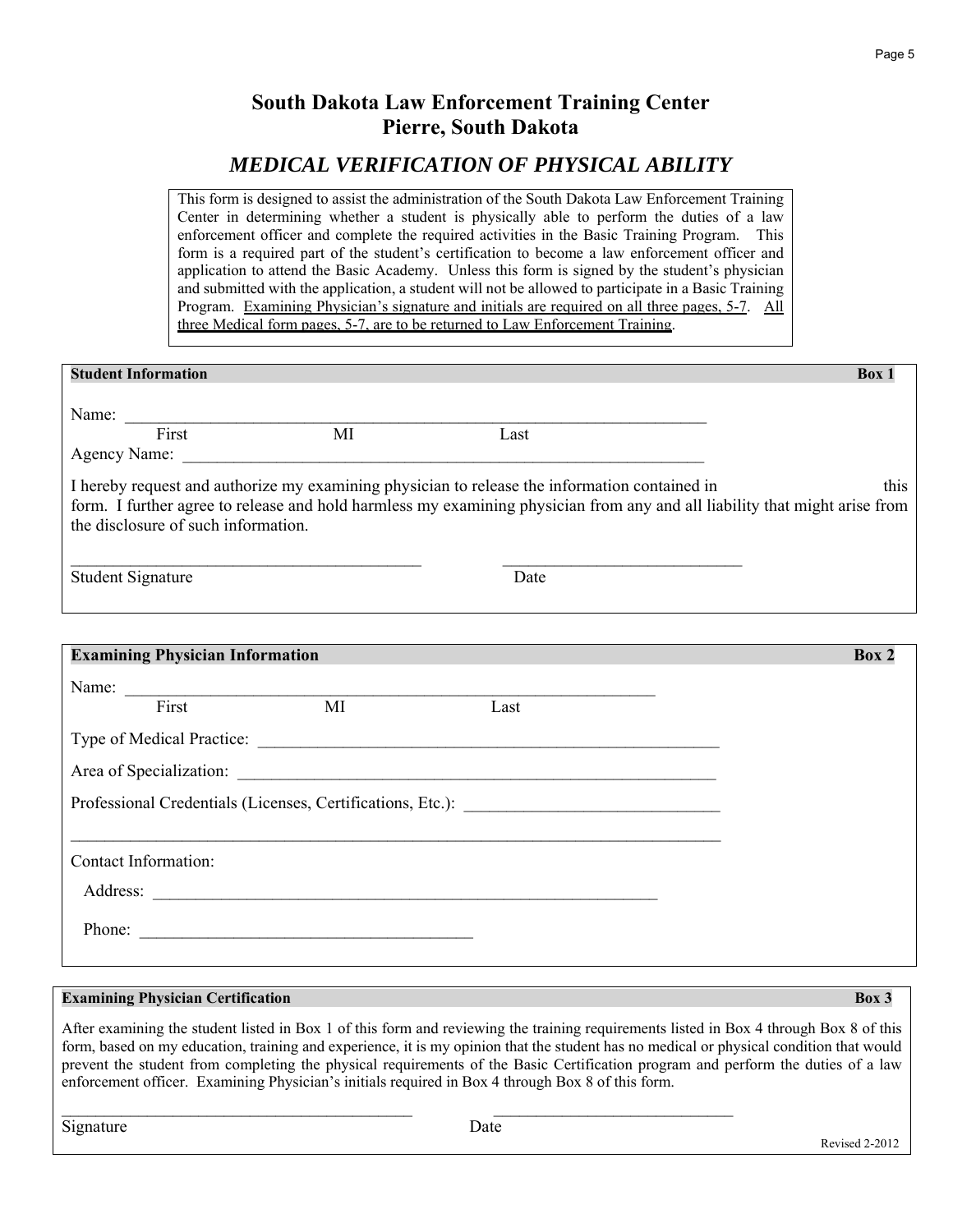# South Dakota Law Enforcement Training Center
# Pierre, South Dakota

## *MEDICAL VERIFICATION OF PHYSICAL ABILITY*

This form is designed to assist the administration of the South Dakota Law Enforcement Training Center in determining whether a student is physically able to perform the duties of a law enforcement officer and complete the required activities in the Basic Training Program. This form is a required part of the student's certification to become a law enforcement officer and application to attend the Basic Academy. Unless this form is signed by the student's physician and submitted with the application, a student will not be allowed to participate in a Basic Training Program. Examining Physician's signature and initials are required on all three pages, 5-7. All three Medical form pages, 5-7, are to be returned to Law Enforcement Training.

---

**Student Information** **Box 1**

Name: ______________________________________________________________________
First MI Last

Agency Name: _________________________________________________________________

I hereby request and authorize my examining physician to release the information contained in this form. I further agree to release and hold harmless my examining physician from any and all liability that might arise from the disclosure of such information.

_________________________________________ ____________________________
Student Signature Date

---

**Examining Physician Information** **Box 2**

Name: ______________________________________________________________
First MI Last

Type of Medical Practice: ______________________________________________________

Area of Specialization: ________________________________________________________

Professional Credentials (Licenses, Certifications, Etc.): _____________________________

_____________________________________________________________________________

Contact Information:

Address: ___________________________________________________________

Phone: _______________________________________

---

**Examining Physician Certification** **Box 3**

After examining the student listed in Box 1 of this form and reviewing the training requirements listed in Box 4 through Box 8 of this form, based on my education, training and experience, it is my opinion that the student has no medical or physical condition that would prevent the student from completing the physical requirements of the Basic Certification program and perform the duties of a law enforcement officer. Examining Physician's initials required in Box 4 through Box 8 of this form.

_________________________________________ ____________________________
Signature Date

Revised 2-2012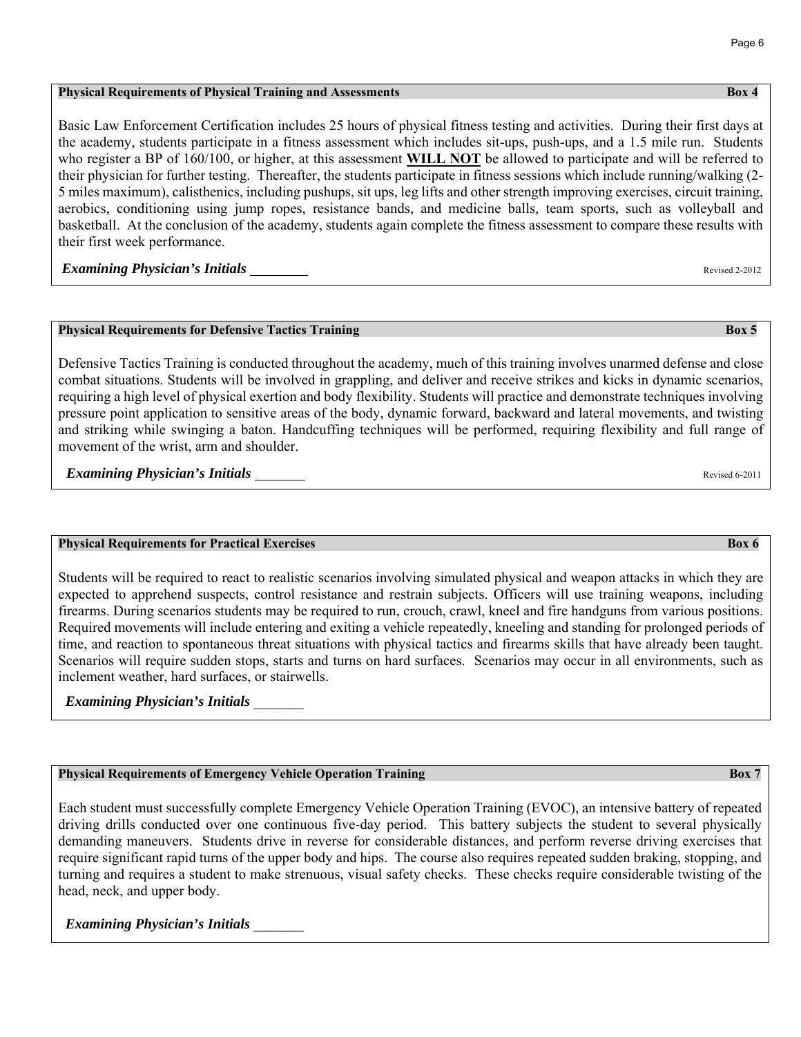## Physical Requirements of Physical Training and Assessments — Box 4

Basic Law Enforcement Certification includes 25 hours of physical fitness testing and activities. During their first days at the academy, students participate in a fitness assessment which includes sit-ups, push-ups, and a 1.5 mile run. Students who register a BP of 160/100, or higher, at this assessment **WILL NOT** be allowed to participate and will be referred to their physician for further testing. Thereafter, the students participate in fitness sessions which include running/walking (2-5 miles maximum), calisthenics, including pushups, sit ups, leg lifts and other strength improving exercises, circuit training, aerobics, conditioning using jump ropes, resistance bands, and medicine balls, team sports, such as volleyball and basketball. At the conclusion of the academy, students again complete the fitness assessment to compare these results with their first week performance.

***Examining Physician's Initials*** ________

Revised 2-2012

## Physical Requirements for Defensive Tactics Training — Box 5

Defensive Tactics Training is conducted throughout the academy, much of this training involves unarmed defense and close combat situations. Students will be involved in grappling, and deliver and receive strikes and kicks in dynamic scenarios, requiring a high level of physical exertion and body flexibility. Students will practice and demonstrate techniques involving pressure point application to sensitive areas of the body, dynamic forward, backward and lateral movements, and twisting and striking while swinging a baton. Handcuffing techniques will be performed, requiring flexibility and full range of movement of the wrist, arm and shoulder.

***Examining Physician's Initials*** _______

Revised 6-2011

## Physical Requirements for Practical Exercises — Box 6

Students will be required to react to realistic scenarios involving simulated physical and weapon attacks in which they are expected to apprehend suspects, control resistance and restrain subjects. Officers will use training weapons, including firearms. During scenarios students may be required to run, crouch, crawl, kneel and fire handguns from various positions. Required movements will include entering and exiting a vehicle repeatedly, kneeling and standing for prolonged periods of time, and reaction to spontaneous threat situations with physical tactics and firearms skills that have already been taught. Scenarios will require sudden stops, starts and turns on hard surfaces. Scenarios may occur in all environments, such as inclement weather, hard surfaces, or stairwells.

***Examining Physician's Initials*** _______

## Physical Requirements of Emergency Vehicle Operation Training — Box 7

Each student must successfully complete Emergency Vehicle Operation Training (EVOC), an intensive battery of repeated driving drills conducted over one continuous five-day period. This battery subjects the student to several physically demanding maneuvers. Students drive in reverse for considerable distances, and perform reverse driving exercises that require significant rapid turns of the upper body and hips. The course also requires repeated sudden braking, stopping, and turning and requires a student to make strenuous, visual safety checks. These checks require considerable twisting of the head, neck, and upper body.

***Examining Physician's Initials*** _______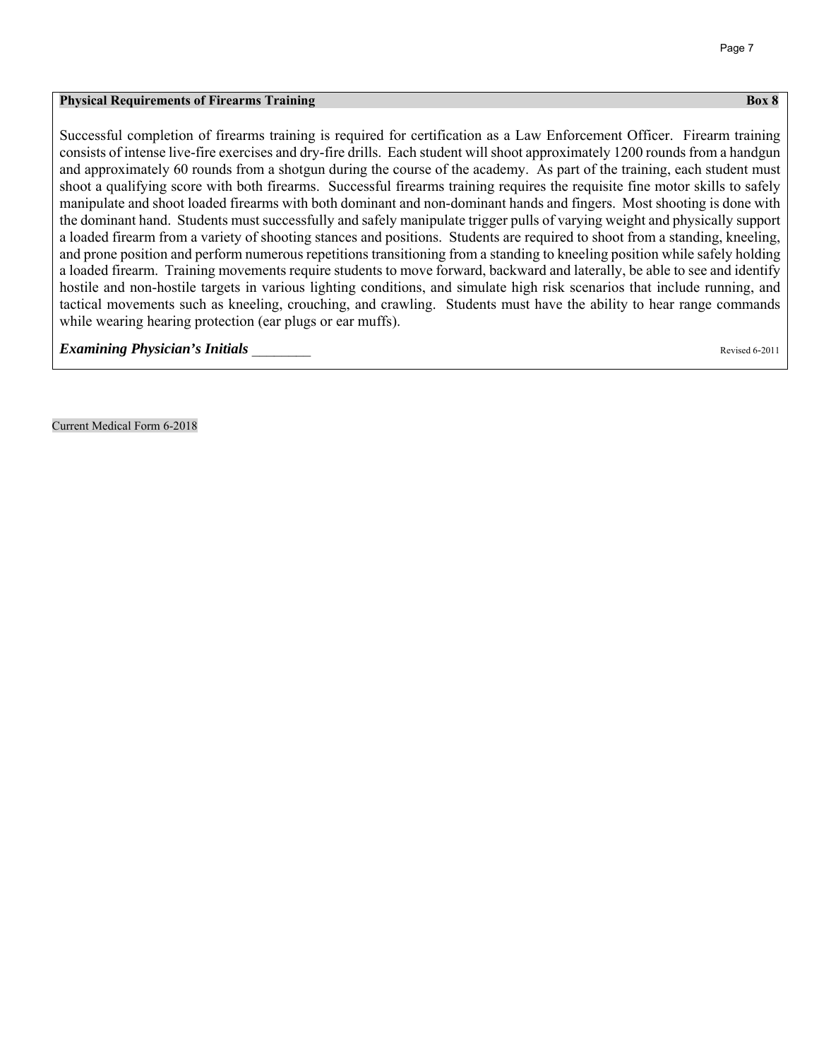**Physical Requirements of Firearms Training** **Box 8**

Successful completion of firearms training is required for certification as a Law Enforcement Officer. Firearm training consists of intense live-fire exercises and dry-fire drills. Each student will shoot approximately 1200 rounds from a handgun and approximately 60 rounds from a shotgun during the course of the academy. As part of the training, each student must shoot a qualifying score with both firearms. Successful firearms training requires the requisite fine motor skills to safely manipulate and shoot loaded firearms with both dominant and non-dominant hands and fingers. Most shooting is done with the dominant hand. Students must successfully and safely manipulate trigger pulls of varying weight and physically support a loaded firearm from a variety of shooting stances and positions. Students are required to shoot from a standing, kneeling, and prone position and perform numerous repetitions transitioning from a standing to kneeling position while safely holding a loaded firearm. Training movements require students to move forward, backward and laterally, be able to see and identify hostile and non-hostile targets in various lighting conditions, and simulate high risk scenarios that include running, and tactical movements such as kneeling, crouching, and crawling. Students must have the ability to hear range commands while wearing hearing protection (ear plugs or ear muffs).

***Examining Physician's Initials*** ________

Revised 6-2011

Current Medical Form 6-2018